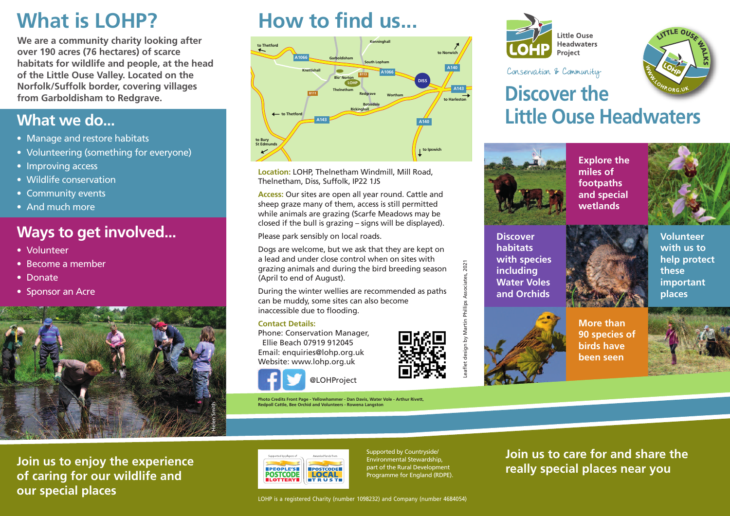# What is LOHP?

**We are a community charity looking after over 190 acres (76 hectares) of scarce habitats for wildlife and people, at the head of the Little Ouse Valley. Located on the Norfolk/Suffolk border, covering villages from Garboldisham to Redgrave.**

## What we do...

- Manage and restore habitats
- Volunteering (something for everyone)
- Improving access
- Wildlife conservation
- Community events
- And much more

## Ways to get involved...

- Volunteer
- Become a member
- Donate
- Sponsor an Acre

Helen Smith

**Join us to enjoy the experience of caring for our wildlife and our special places**

# How to find us...

**Location:** LOHP, Thelnetham Windmill, Mill Road, Thelnetham, Diss, Suffolk, IP22 1JS

**Access:** Our sites are open all year round. Cattle and sheep graze many of them, access is still permitted while animals are grazing (Scarfe Meadows may be closed if the bull is grazing – signs will be displayed).

Please park sensibly on local roads.

Dogs are welcome, but we ask that they are kept on a lead and under close control when on sites with grazing animals and during the bird breeding season (April to end of August).

During the winter wellies are recommended as paths can be muddy, some sites can also become inaccessible due to flooding.

**Contact Details:**

Phone: Conservation Manager, Ellie Beach 07919 912045
Email: enquiries@lohp.org.uk
Website: www.lohp.org.uk

@LOHProject

Leaflet design by Martin Phillips Associates, 2021

Photo Credits Front Page - Yellowhammer - Dan Davis, Water Vole - Arthur Rivett, Redpoll Cattle, Bee Orchid and Volunteers - Rowena Langston

Supported by players of PEOPLE'S POSTCODE LOTTERY. Awarded funds from POSTCODE LOCAL TRUST.

Supported by Countryside/Environmental Stewardship, part of the Rural Development Programme for England (RDPE).

LOHP is a registered Charity (number 1098232) and Company (number 4684054)

LOHP Little Ouse Headwaters Project

Conservation & Community

LITTLE OUSE WALKS – WWW.LOHP.ORG.UK

# Discover the Little Ouse Headwaters

Explore the miles of footpaths and special wetlands

Discover habitats with species including Water Voles and Orchids

Volunteer with us to help protect these important places

More than 90 species of birds have been seen

**Join us to care for and share the really special places near you**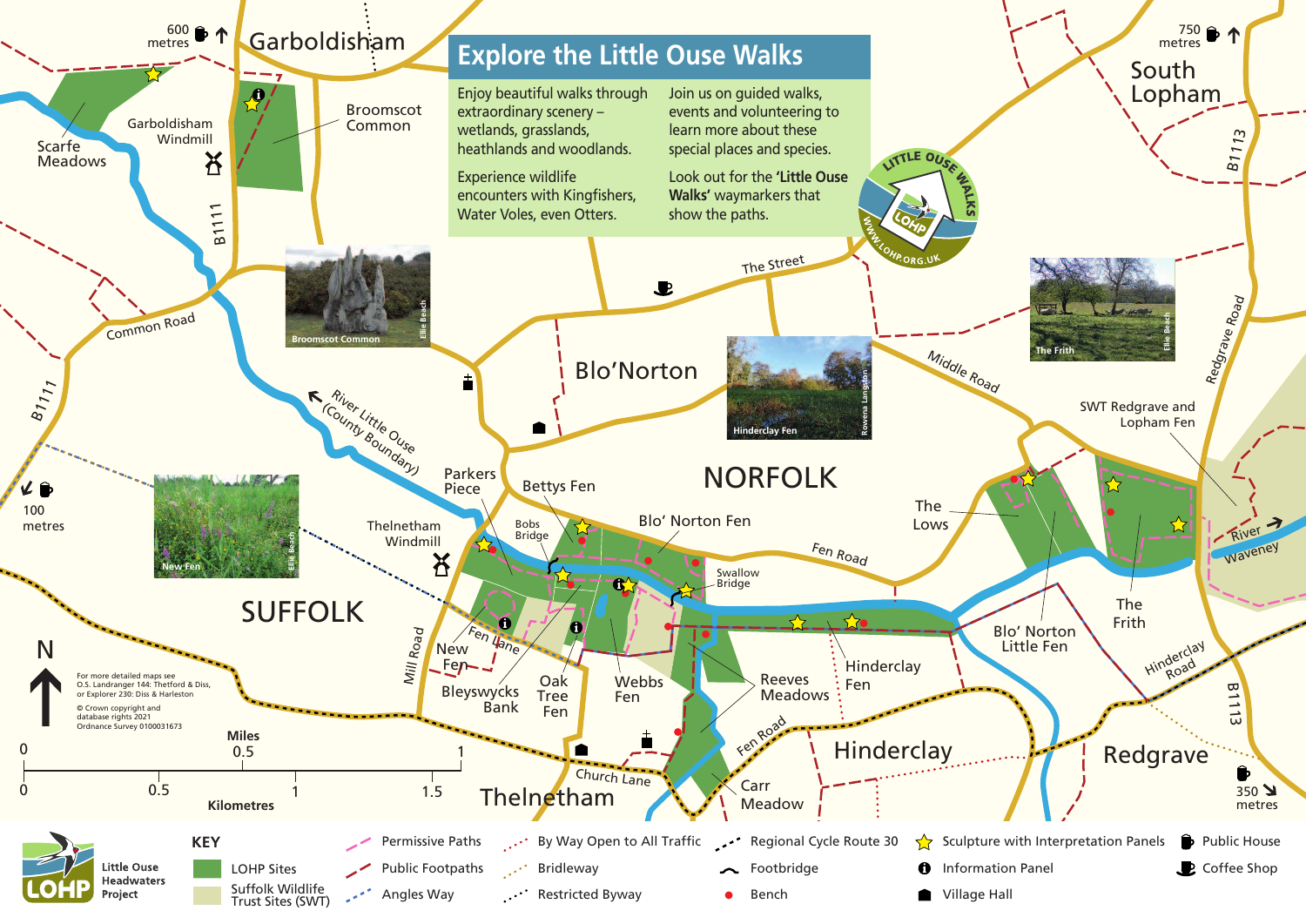# Explore the Little Ouse Walks

Enjoy beautiful walks through extraordinary scenery – wetlands, grasslands, heathlands and woodlands.

Experience wildlife encounters with Kingfishers, Water Voles, even Otters.

Join us on guided walks, events and volunteering to learn more about these special places and species.

Look out for the **'Little Ouse Walks'** waymarkers that show the paths.

LITTLE OUSE WALKS
LOHP
WWW.LOHP.ORG.UK

600 metres
Garboldisham
Garboldisham Windmill
Scarfe Meadows
Broomscot Common
B1111
Common Road
B1111
100 metres
River Little Ouse (County Boundary)
Broomscot Common
Ellie Beach
The Street
Blo'Norton
Hinderclay Fen
Rowena Langston
Middle Road
750 metres
South Lopham
B1113
The Frith
Ellie Beach
Redgrave Road
SWT Redgrave and Lopham Fen
NORFOLK
Parkers Piece
Bettys Fen
Thelnetham Windmill
Bobs Bridge
Blo' Norton Fen
Fen Road
Swallow Bridge
The Lows
River Waveney
New Fen
Ellie Beach
SUFFOLK
Mill Road
Fen Lane
New Fen
Bleyswycks Bank
Oak Tree Fen
Webbs Fen
Reeves Meadows
Hinderclay Fen
Blo' Norton Little Fen
The Frith
Hinderclay Road
B1113
Fen Road
Hinderclay
Redgrave
350 metres
Church Lane
Thelnetham
Carr Meadow
N

For more detailed maps see O.S. Landranger 144: Thetford & Diss, or Explorer 230: Diss & Harleston

© Crown copyright and database rights 2021 Ordnance Survey 0100031673

Miles
0 0.5 1
0 0.5 1 1.5
Kilometres

Little Ouse Headwaters Project

**KEY**

- LOHP Sites
- Suffolk Wildlife Trust Sites (SWT)
- Permissive Paths
- Public Footpaths
- Angles Way
- By Way Open to All Traffic
- Bridleway
- Restricted Byway
- Regional Cycle Route 30
- Footbridge
- Bench
- Sculpture with Interpretation Panels
- Information Panel
- Village Hall
- Public House
- Coffee Shop